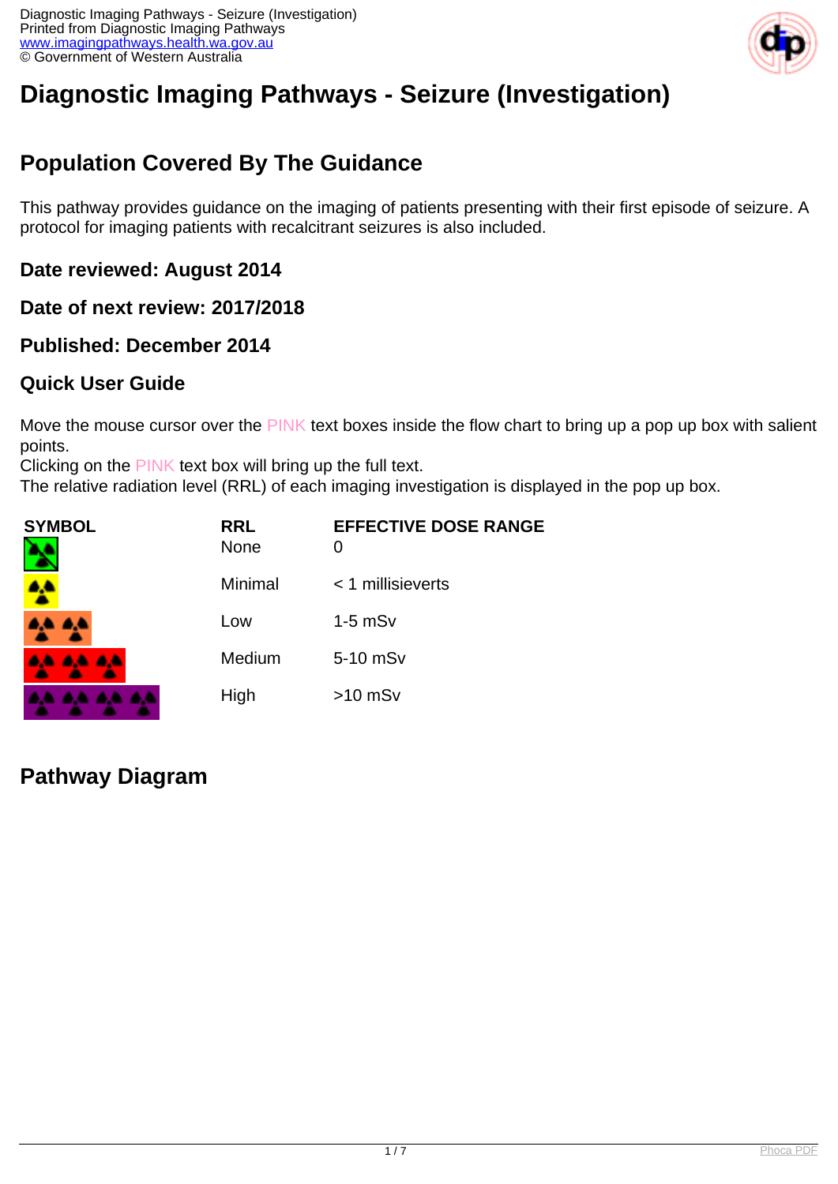# Diagnostic Imaging Pathways - Seizure (Investigation)

## Population Covered By The Guidance

This pathway provides guidance on the imaging of patients presenting with their first episode of seizure. A protocol for imaging patients with recalcitrant seizures is also included.

### Date reviewed: August 2014

### Date of next review: 2017/2018

### Published: December 2014

### Quick User Guide

Move the mouse cursor over the PINK text boxes inside the flow chart to bring up a pop up box with salient points.
Clicking on the PINK text box will bring up the full text.
The relative radiation level (RRL) of each imaging investigation is displayed in the pop up box.

| SYMBOL | RRL | EFFECTIVE DOSE RANGE |
| --- | --- | --- |
| | None | 0 |
| | Minimal | < 1 millisieverts |
| | Low | 1-5 mSv |
| | Medium | 5-10 mSv |
| | High | >10 mSv |

## Pathway Diagram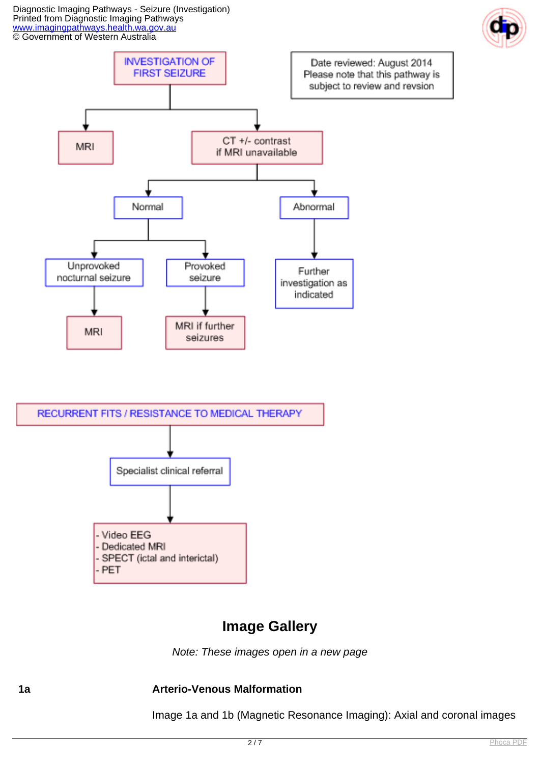**INVESTIGATION OF FIRST SEIZURE**

Date reviewed: August 2014
Please note that this pathway is subject to review and revsion

- MRI
- CT +/- contrast if MRI unavailable
  - Normal
    - Unprovoked nocturnal seizure
      - MRI
    - Provoked seizure
      - MRI if further seizures
  - Abnormal
    - Further investigation as indicated

**RECURRENT FITS / RESISTANCE TO MEDICAL THERAPY**

- Specialist clinical referral
  - Video EEG
  - Dedicated MRI
  - SPECT (ictal and interictal)
  - PET

## Image Gallery

*Note: These images open in a new page*

**1a** **Arterio-Venous Malformation**

Image 1a and 1b (Magnetic Resonance Imaging): Axial and coronal images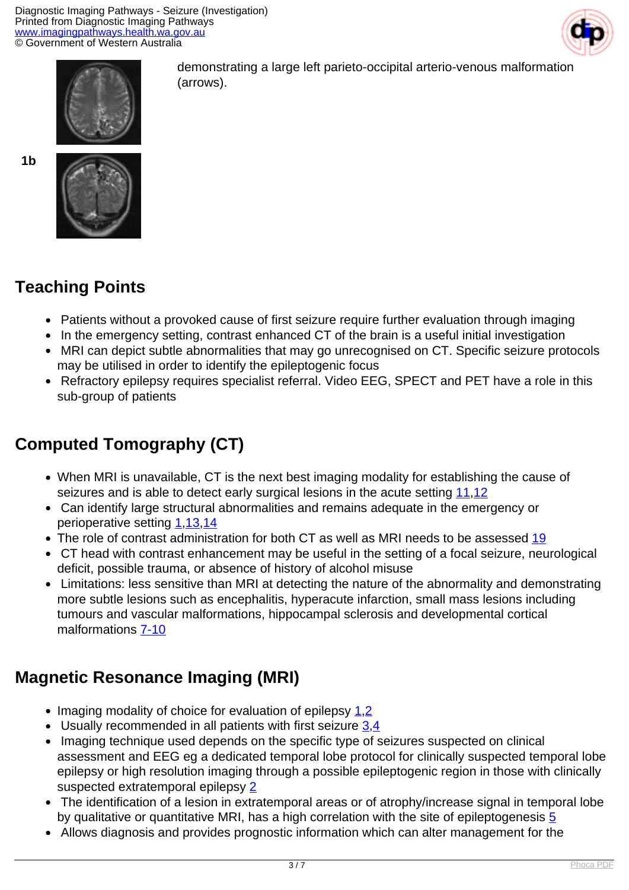demonstrating a large left parieto-occipital arterio-venous malformation (arrows).

1b

## Teaching Points

- Patients without a provoked cause of first seizure require further evaluation through imaging
- In the emergency setting, contrast enhanced CT of the brain is a useful initial investigation
- MRI can depict subtle abnormalities that may go unrecognised on CT. Specific seizure protocols may be utilised in order to identify the epileptogenic focus
- Refractory epilepsy requires specialist referral. Video EEG, SPECT and PET have a role in this sub-group of patients

## Computed Tomography (CT)

- When MRI is unavailable, CT is the next best imaging modality for establishing the cause of seizures and is able to detect early surgical lesions in the acute setting 11,12
- Can identify large structural abnormalities and remains adequate in the emergency or perioperative setting 1,13,14
- The role of contrast administration for both CT as well as MRI needs to be assessed 19
- CT head with contrast enhancement may be useful in the setting of a focal seizure, neurological deficit, possible trauma, or absence of history of alcohol misuse
- Limitations: less sensitive than MRI at detecting the nature of the abnormality and demonstrating more subtle lesions such as encephalitis, hyperacute infarction, small mass lesions including tumours and vascular malformations, hippocampal sclerosis and developmental cortical malformations 7-10

## Magnetic Resonance Imaging (MRI)

- Imaging modality of choice for evaluation of epilepsy 1,2
- Usually recommended in all patients with first seizure 3,4
- Imaging technique used depends on the specific type of seizures suspected on clinical assessment and EEG eg a dedicated temporal lobe protocol for clinically suspected temporal lobe epilepsy or high resolution imaging through a possible epileptogenic region in those with clinically suspected extratemporal epilepsy 2
- The identification of a lesion in extratemporal areas or of atrophy/increase signal in temporal lobe by qualitative or quantitative MRI, has a high correlation with the site of epileptogenesis 5
- Allows diagnosis and provides prognostic information which can alter management for the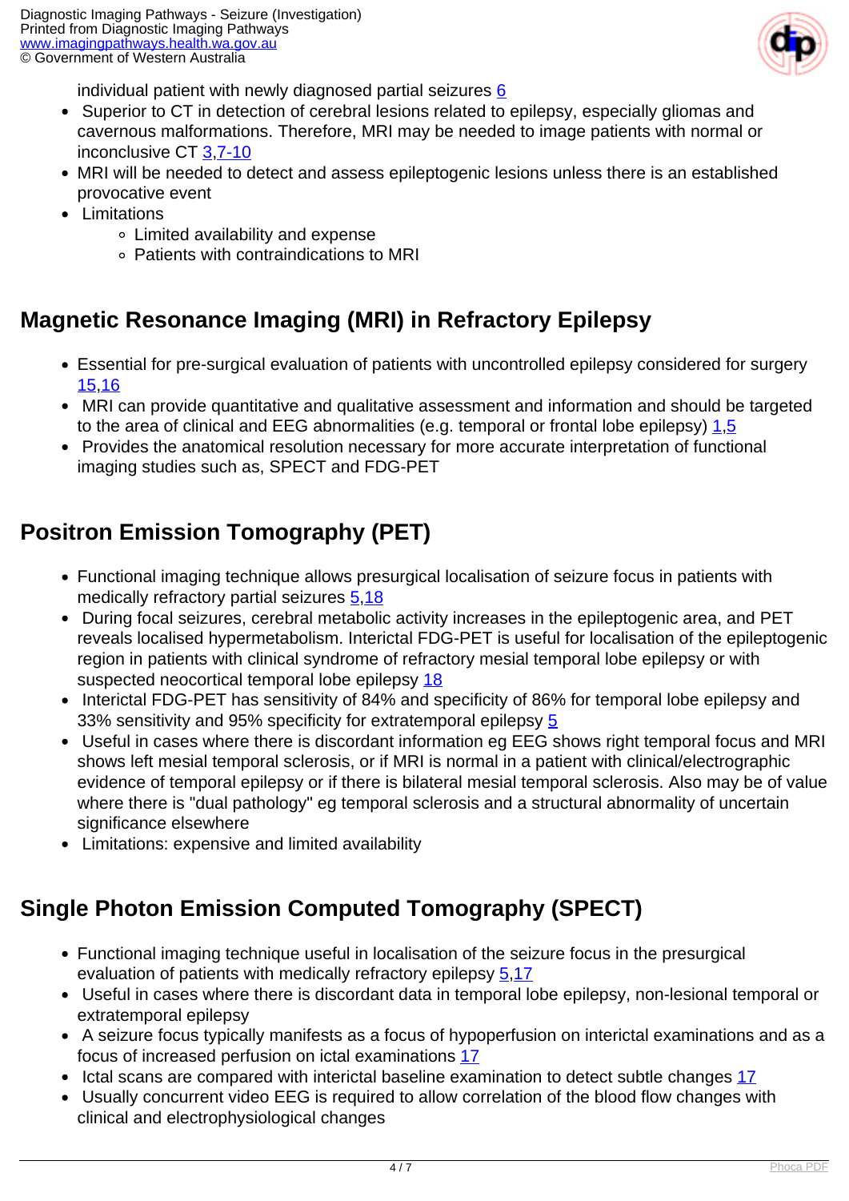individual patient with newly diagnosed partial seizures 6

- Superior to CT in detection of cerebral lesions related to epilepsy, especially gliomas and cavernous malformations. Therefore, MRI may be needed to image patients with normal or inconclusive CT 3,7-10
- MRI will be needed to detect and assess epileptogenic lesions unless there is an established provocative event
- Limitations
  - Limited availability and expense
  - Patients with contraindications to MRI

## Magnetic Resonance Imaging (MRI) in Refractory Epilepsy

- Essential for pre-surgical evaluation of patients with uncontrolled epilepsy considered for surgery 15,16
- MRI can provide quantitative and qualitative assessment and information and should be targeted to the area of clinical and EEG abnormalities (e.g. temporal or frontal lobe epilepsy) 1,5
- Provides the anatomical resolution necessary for more accurate interpretation of functional imaging studies such as, SPECT and FDG-PET

## Positron Emission Tomography (PET)

- Functional imaging technique allows presurgical localisation of seizure focus in patients with medically refractory partial seizures 5,18
- During focal seizures, cerebral metabolic activity increases in the epileptogenic area, and PET reveals localised hypermetabolism. Interictal FDG-PET is useful for localisation of the epileptogenic region in patients with clinical syndrome of refractory mesial temporal lobe epilepsy or with suspected neocortical temporal lobe epilepsy 18
- Interictal FDG-PET has sensitivity of 84% and specificity of 86% for temporal lobe epilepsy and 33% sensitivity and 95% specificity for extratemporal epilepsy 5
- Useful in cases where there is discordant information eg EEG shows right temporal focus and MRI shows left mesial temporal sclerosis, or if MRI is normal in a patient with clinical/electrographic evidence of temporal epilepsy or if there is bilateral mesial temporal sclerosis. Also may be of value where there is "dual pathology" eg temporal sclerosis and a structural abnormality of uncertain significance elsewhere
- Limitations: expensive and limited availability

## Single Photon Emission Computed Tomography (SPECT)

- Functional imaging technique useful in localisation of the seizure focus in the presurgical evaluation of patients with medically refractory epilepsy 5,17
- Useful in cases where there is discordant data in temporal lobe epilepsy, non-lesional temporal or extratemporal epilepsy
- A seizure focus typically manifests as a focus of hypoperfusion on interictal examinations and as a focus of increased perfusion on ictal examinations 17
- Ictal scans are compared with interictal baseline examination to detect subtle changes 17
- Usually concurrent video EEG is required to allow correlation of the blood flow changes with clinical and electrophysiological changes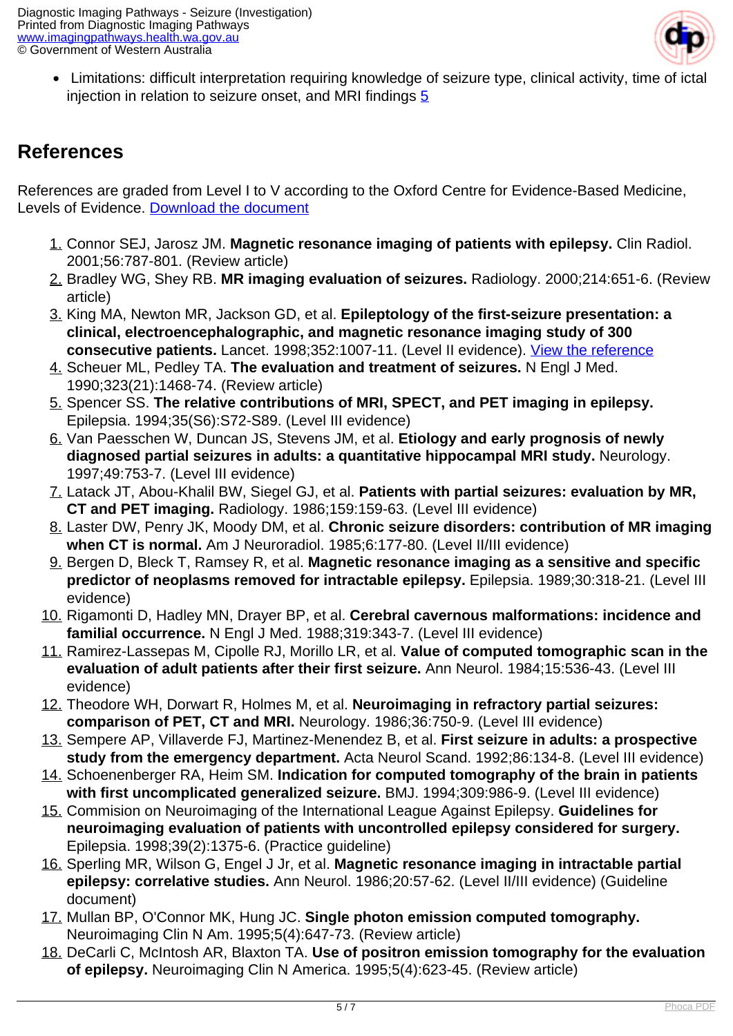- Limitations: difficult interpretation requiring knowledge of seizure type, clinical activity, time of ictal injection in relation to seizure onset, and MRI findings 5

## References

References are graded from Level I to V according to the Oxford Centre for Evidence-Based Medicine, Levels of Evidence. Download the document

1. Connor SEJ, Jarosz JM. **Magnetic resonance imaging of patients with epilepsy.** Clin Radiol. 2001;56:787-801. (Review article)
2. Bradley WG, Shey RB. **MR imaging evaluation of seizures.** Radiology. 2000;214:651-6. (Review article)
3. King MA, Newton MR, Jackson GD, et al. **Epileptology of the first-seizure presentation: a clinical, electroencephalographic, and magnetic resonance imaging study of 300 consecutive patients.** Lancet. 1998;352:1007-11. (Level II evidence). View the reference
4. Scheuer ML, Pedley TA. **The evaluation and treatment of seizures.** N Engl J Med. 1990;323(21):1468-74. (Review article)
5. Spencer SS. **The relative contributions of MRI, SPECT, and PET imaging in epilepsy.** Epilepsia. 1994;35(S6):S72-S89. (Level III evidence)
6. Van Paesschen W, Duncan JS, Stevens JM, et al. **Etiology and early prognosis of newly diagnosed partial seizures in adults: a quantitative hippocampal MRI study.** Neurology. 1997;49:753-7. (Level III evidence)
7. Latack JT, Abou-Khalil BW, Siegel GJ, et al. **Patients with partial seizures: evaluation by MR, CT and PET imaging.** Radiology. 1986;159:159-63. (Level III evidence)
8. Laster DW, Penry JK, Moody DM, et al. **Chronic seizure disorders: contribution of MR imaging when CT is normal.** Am J Neuroradiol. 1985;6:177-80. (Level II/III evidence)
9. Bergen D, Bleck T, Ramsey R, et al. **Magnetic resonance imaging as a sensitive and specific predictor of neoplasms removed for intractable epilepsy.** Epilepsia. 1989;30:318-21. (Level III evidence)
10. Rigamonti D, Hadley MN, Drayer BP, et al. **Cerebral cavernous malformations: incidence and familial occurrence.** N Engl J Med. 1988;319:343-7. (Level III evidence)
11. Ramirez-Lassepas M, Cipolle RJ, Morillo LR, et al. **Value of computed tomographic scan in the evaluation of adult patients after their first seizure.** Ann Neurol. 1984;15:536-43. (Level III evidence)
12. Theodore WH, Dorwart R, Holmes M, et al. **Neuroimaging in refractory partial seizures: comparison of PET, CT and MRI.** Neurology. 1986;36:750-9. (Level III evidence)
13. Sempere AP, Villaverde FJ, Martinez-Menendez B, et al. **First seizure in adults: a prospective study from the emergency department.** Acta Neurol Scand. 1992;86:134-8. (Level III evidence)
14. Schoenenberger RA, Heim SM. **Indication for computed tomography of the brain in patients with first uncomplicated generalized seizure.** BMJ. 1994;309:986-9. (Level III evidence)
15. Commision on Neuroimaging of the International League Against Epilepsy. **Guidelines for neuroimaging evaluation of patients with uncontrolled epilepsy considered for surgery.** Epilepsia. 1998;39(2):1375-6. (Practice guideline)
16. Sperling MR, Wilson G, Engel J Jr, et al. **Magnetic resonance imaging in intractable partial epilepsy: correlative studies.** Ann Neurol. 1986;20:57-62. (Level II/III evidence) (Guideline document)
17. Mullan BP, O'Connor MK, Hung JC. **Single photon emission computed tomography.** Neuroimaging Clin N Am. 1995;5(4):647-73. (Review article)
18. DeCarli C, McIntosh AR, Blaxton TA. **Use of positron emission tomography for the evaluation of epilepsy.** Neuroimaging Clin N America. 1995;5(4):623-45. (Review article)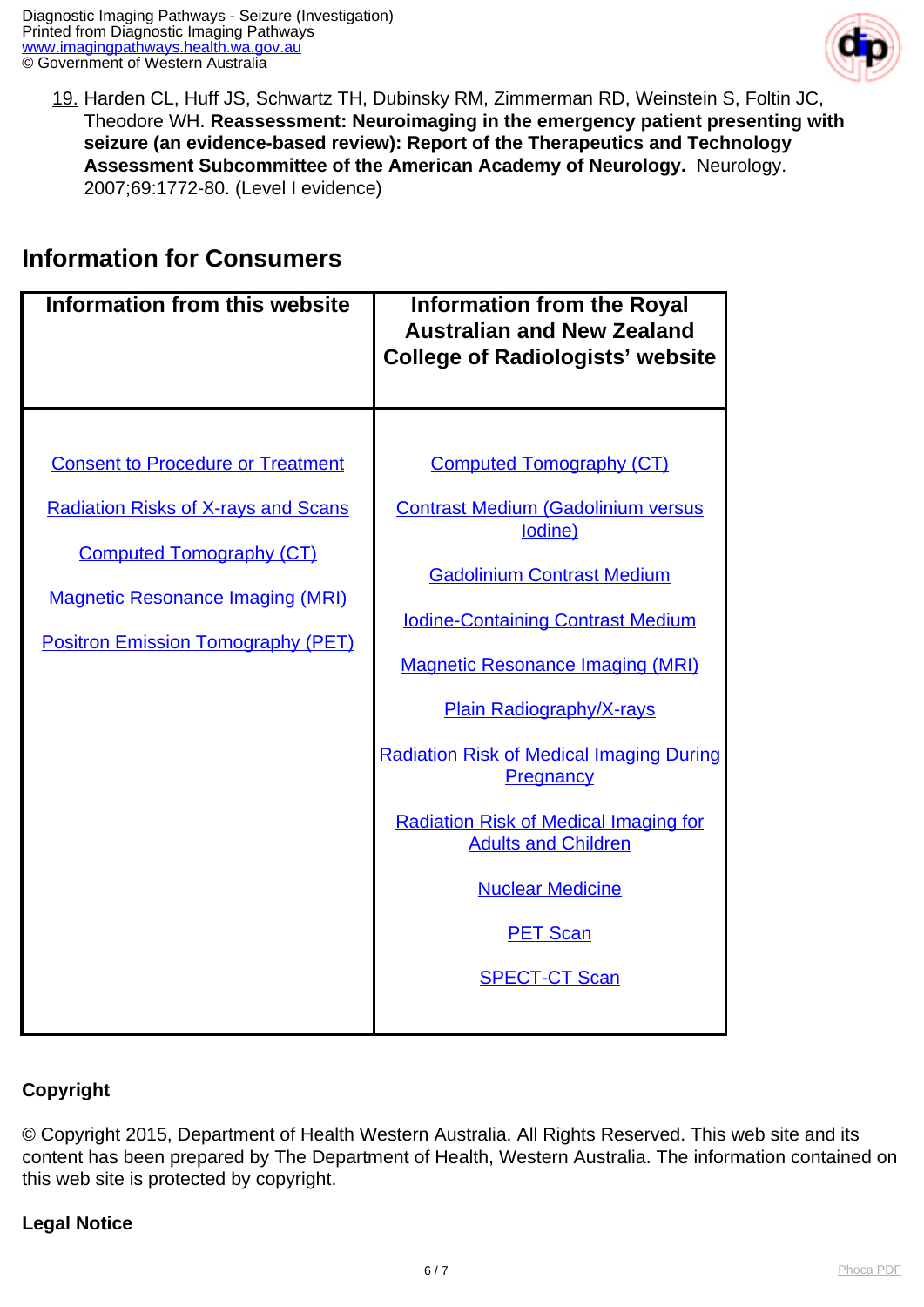19. Harden CL, Huff JS, Schwartz TH, Dubinsky RM, Zimmerman RD, Weinstein S, Foltin JC, Theodore WH. **Reassessment: Neuroimaging in the emergency patient presenting with seizure (an evidence-based review): Report of the Therapeutics and Technology Assessment Subcommittee of the American Academy of Neurology.** Neurology. 2007;69:1772-80. (Level I evidence)

## Information for Consumers

| Information from this website | Information from the Royal Australian and New Zealand College of Radiologists' website |
|---|---|
| Consent to Procedure or Treatment | Computed Tomography (CT) |
| Radiation Risks of X-rays and Scans | Contrast Medium (Gadolinium versus Iodine) |
| Computed Tomography (CT) | Gadolinium Contrast Medium |
| Magnetic Resonance Imaging (MRI) | Iodine-Containing Contrast Medium |
| Positron Emission Tomography (PET) | Magnetic Resonance Imaging (MRI) |
| | Plain Radiography/X-rays |
| | Radiation Risk of Medical Imaging During Pregnancy |
| | Radiation Risk of Medical Imaging for Adults and Children |
| | Nuclear Medicine |
| | PET Scan |
| | SPECT-CT Scan |

**Copyright**

© Copyright 2015, Department of Health Western Australia. All Rights Reserved. This web site and its content has been prepared by The Department of Health, Western Australia. The information contained on this web site is protected by copyright.

**Legal Notice**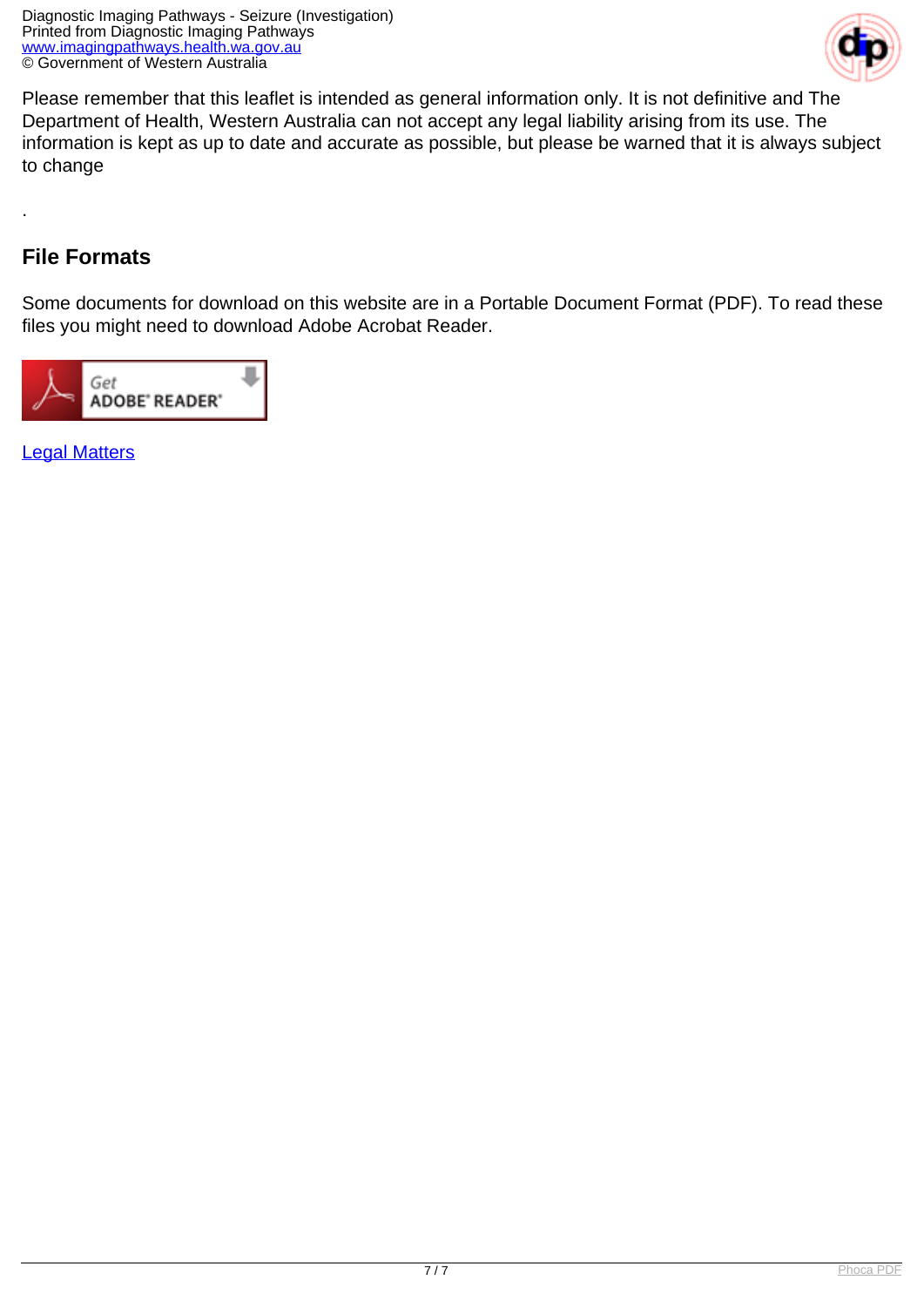Please remember that this leaflet is intended as general information only. It is not definitive and The Department of Health, Western Australia can not accept any legal liability arising from its use. The information is kept as up to date and accurate as possible, but please be warned that it is always subject to change

.

## File Formats

Some documents for download on this website are in a Portable Document Format (PDF). To read these files you might need to download Adobe Acrobat Reader.

Get ADOBE® READER®

Legal Matters